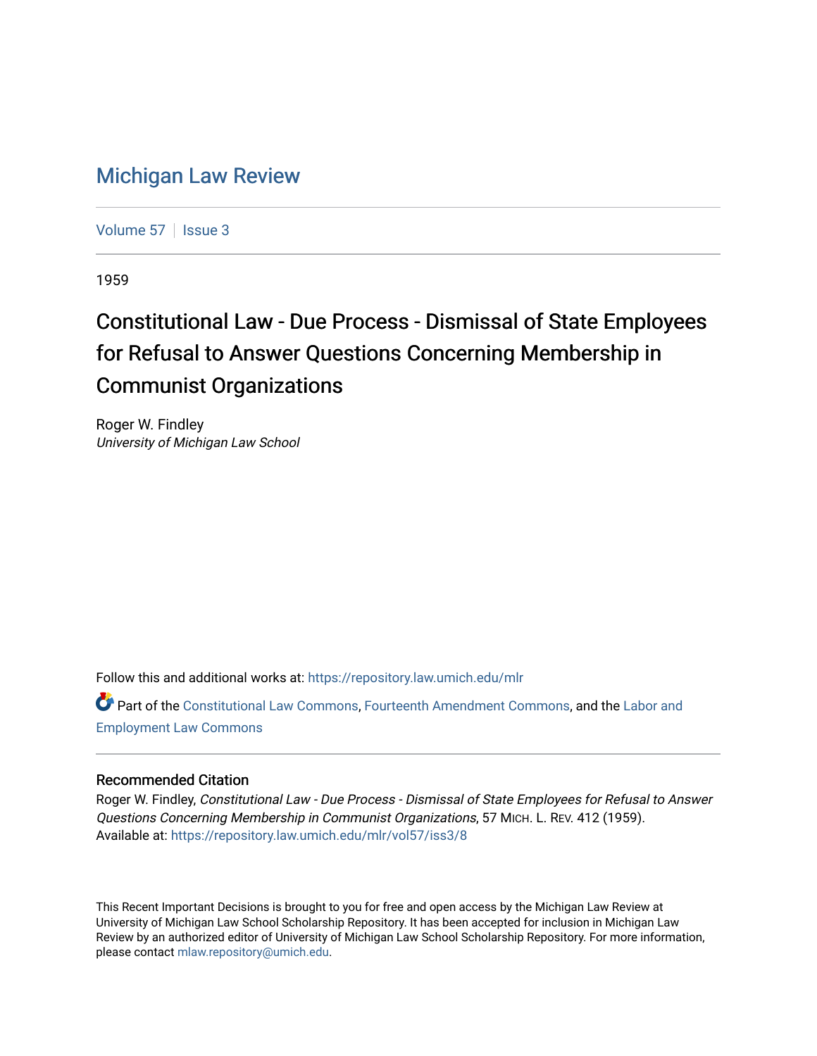# Michigan Law Review

Volume 57 | Issue 3

1959

## Constitutional Law - Due Process - Dismissal of State Employees for Refusal to Answer Questions Concerning Membership in Communist Organizations

Roger W. Findley
*University of Michigan Law School*

Follow this and additional works at: https://repository.law.umich.edu/mlr

Part of the Constitutional Law Commons, Fourteenth Amendment Commons, and the Labor and Employment Law Commons

### Recommended Citation

Roger W. Findley, *Constitutional Law - Due Process - Dismissal of State Employees for Refusal to Answer Questions Concerning Membership in Communist Organizations*, 57 Mich. L. Rev. 412 (1959).
Available at: https://repository.law.umich.edu/mlr/vol57/iss3/8

This Recent Important Decisions is brought to you for free and open access by the Michigan Law Review at University of Michigan Law School Scholarship Repository. It has been accepted for inclusion in Michigan Law Review by an authorized editor of University of Michigan Law School Scholarship Repository. For more information, please contact mlaw.repository@umich.edu.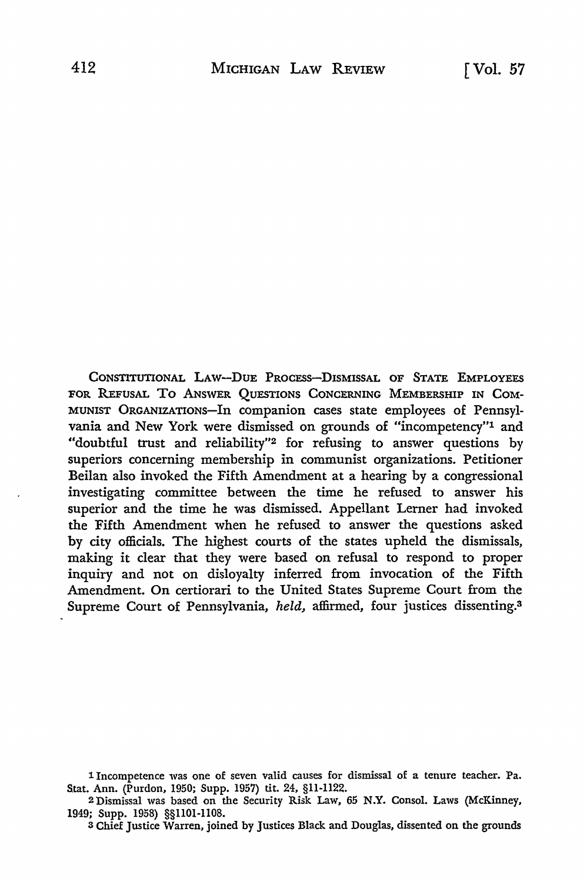CONSTITUTIONAL LAW—DUE PROCESS—DISMISSAL OF STATE EMPLOYEES FOR REFUSAL TO ANSWER QUESTIONS CONCERNING MEMBERSHIP IN COMMUNIST ORGANIZATIONS—In companion cases state employees of Pennsylvania and New York were dismissed on grounds of "incompetency"[1] and "doubtful trust and reliability"[2] for refusing to answer questions by superiors concerning membership in communist organizations. Petitioner Beilan also invoked the Fifth Amendment at a hearing by a congressional investigating committee between the time he refused to answer his superior and the time he was dismissed. Appellant Lerner had invoked the Fifth Amendment when he refused to answer the questions asked by city officials. The highest courts of the states upheld the dismissals, making it clear that they were based on refusal to respond to proper inquiry and not on disloyalty inferred from invocation of the Fifth Amendment. On certiorari to the United States Supreme Court from the Supreme Court of Pennsylvania, *held,* affirmed, four justices dissenting.[3]

---

[1] Incompetence was one of seven valid causes for dismissal of a tenure teacher. Pa. Stat. Ann. (Purdon, 1950; Supp. 1957) tit. 24, §11-1122.

[2] Dismissal was based on the Security Risk Law, 65 N.Y. Consol. Laws (McKinney, 1949; Supp. 1958) §§1101-1108.

[3] Chief Justice Warren, joined by Justices Black and Douglas, dissented on the grounds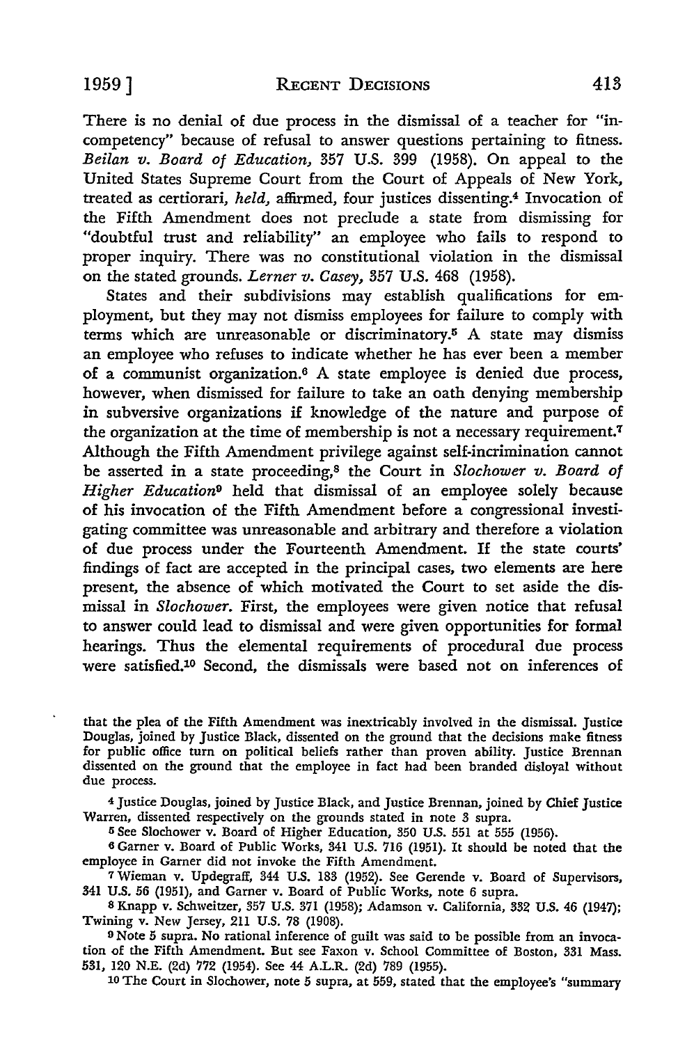There is no denial of due process in the dismissal of a teacher for "incompetency" because of refusal to answer questions pertaining to fitness. *Beilan v. Board of Education,* 357 U.S. 399 (1958). On appeal to the United States Supreme Court from the Court of Appeals of New York, treated as certiorari, *held,* affirmed, four justices dissenting.[4] Invocation of the Fifth Amendment does not preclude a state from dismissing for "doubtful trust and reliability" an employee who fails to respond to proper inquiry. There was no constitutional violation in the dismissal on the stated grounds. *Lerner v. Casey,* 357 U.S. 468 (1958).

States and their subdivisions may establish qualifications for employment, but they may not dismiss employees for failure to comply with terms which are unreasonable or discriminatory.[5] A state may dismiss an employee who refuses to indicate whether he has ever been a member of a communist organization.[6] A state employee is denied due process, however, when dismissed for failure to take an oath denying membership in subversive organizations if knowledge of the nature and purpose of the organization at the time of membership is not a necessary requirement.[7] Although the Fifth Amendment privilege against self-incrimination cannot be asserted in a state proceeding,[8] the Court in *Slochower v. Board of Higher Education*[9] held that dismissal of an employee solely because of his invocation of the Fifth Amendment before a congressional investigating committee was unreasonable and arbitrary and therefore a violation of due process under the Fourteenth Amendment. If the state courts' findings of fact are accepted in the principal cases, two elements are here present, the absence of which motivated the Court to set aside the dismissal in *Slochower.* First, the employees were given notice that refusal to answer could lead to dismissal and were given opportunities for formal hearings. Thus the elemental requirements of procedural due process were satisfied.[10] Second, the dismissals were based not on inferences of

---

that the plea of the Fifth Amendment was inextricably involved in the dismissal. Justice Douglas, joined by Justice Black, dissented on the ground that the decisions make fitness for public office turn on political beliefs rather than proven ability. Justice Brennan dissented on the ground that the employee in fact had been branded disloyal without due process.

[4] Justice Douglas, joined by Justice Black, and Justice Brennan, joined by Chief Justice Warren, dissented respectively on the grounds stated in note 3 supra.

[5] See Slochower v. Board of Higher Education, 350 U.S. 551 at 555 (1956).

[6] Garner v. Board of Public Works, 341 U.S. 716 (1951). It should be noted that the employee in Garner did not invoke the Fifth Amendment.

[7] Wieman v. Updegraff, 344 U.S. 183 (1952). See Gerende v. Board of Supervisors, 341 U.S. 56 (1951), and Garner v. Board of Public Works, note 6 supra.

[8] Knapp v. Schweitzer, 357 U.S. 371 (1958); Adamson v. California, 332 U.S. 46 (1947); Twining v. New Jersey, 211 U.S. 78 (1908).

[9] Note 5 supra. No rational inference of guilt was said to be possible from an invocation of the Fifth Amendment. But see Faxon v. School Committee of Boston, 331 Mass. 531, 120 N.E. (2d) 772 (1954). See 44 A.L.R. (2d) 789 (1955).

[10] The Court in Slochower, note 5 supra, at 559, stated that the employee's "summary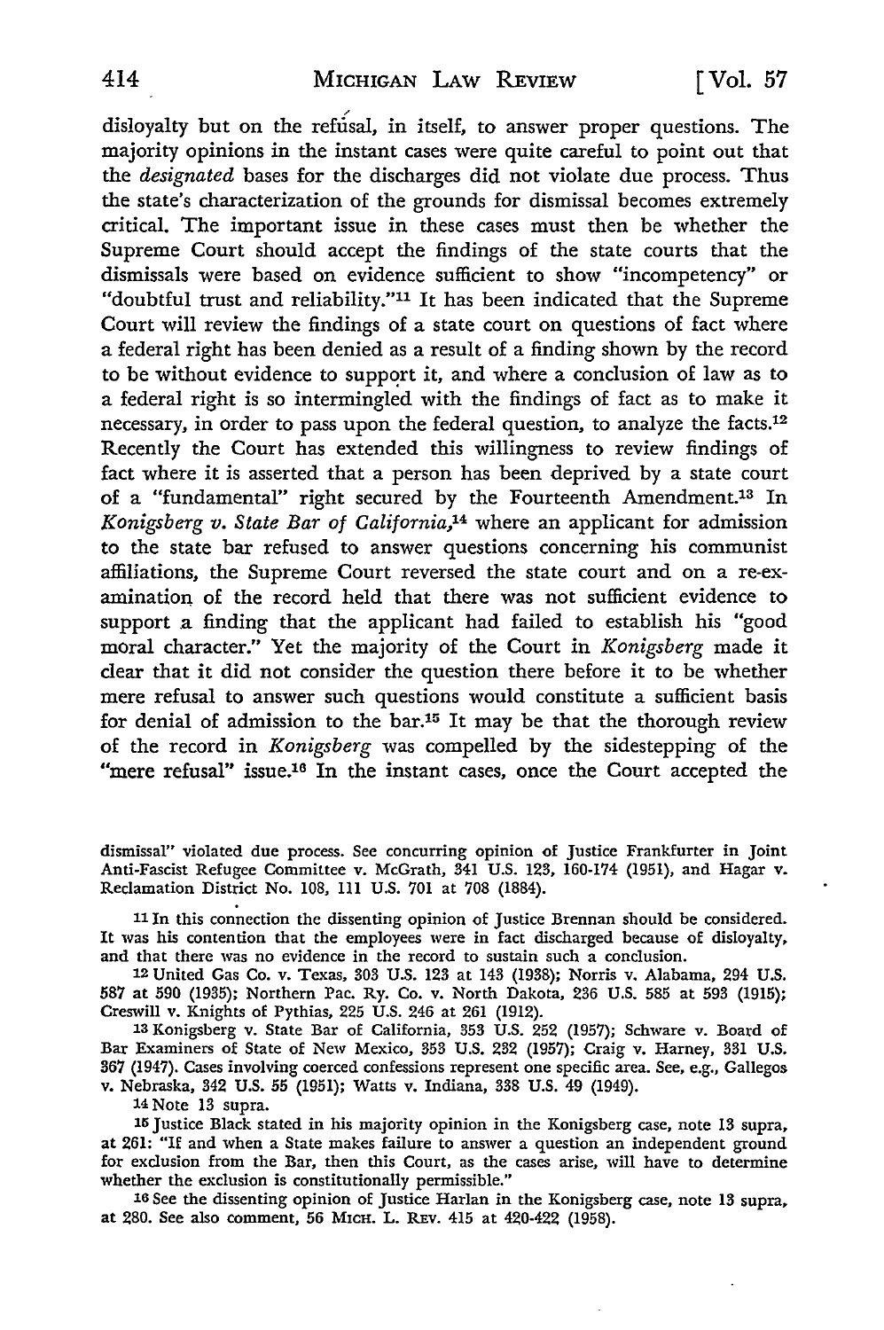disloyalty but on the refusal, in itself, to answer proper questions. The majority opinions in the instant cases were quite careful to point out that the *designated* bases for the discharges did not violate due process. Thus the state's characterization of the grounds for dismissal becomes extremely critical. The important issue in these cases must then be whether the Supreme Court should accept the findings of the state courts that the dismissals were based on evidence sufficient to show "incompetency" or "doubtful trust and reliability."[11] It has been indicated that the Supreme Court will review the findings of a state court on questions of fact where a federal right has been denied as a result of a finding shown by the record to be without evidence to support it, and where a conclusion of law as to a federal right is so intermingled with the findings of fact as to make it necessary, in order to pass upon the federal question, to analyze the facts.[12] Recently the Court has extended this willingness to review findings of fact where it is asserted that a person has been deprived by a state court of a "fundamental" right secured by the Fourteenth Amendment.[13] In *Konigsberg v. State Bar of California*,[14] where an applicant for admission to the state bar refused to answer questions concerning his communist affiliations, the Supreme Court reversed the state court and on a re-examination of the record held that there was not sufficient evidence to support a finding that the applicant had failed to establish his "good moral character." Yet the majority of the Court in *Konigsberg* made it clear that it did not consider the question there before it to be whether mere refusal to answer such questions would constitute a sufficient basis for denial of admission to the bar.[15] It may be that the thorough review of the record in *Konigsberg* was compelled by the sidestepping of the "mere refusal" issue.[16] In the instant cases, once the Court accepted the

---

dismissal" violated due process. See concurring opinion of Justice Frankfurter in Joint Anti-Fascist Refugee Committee v. McGrath, 341 U.S. 123, 160-174 (1951), and Hagar v. Reclamation District No. 108, 111 U.S. 701 at 708 (1884).

[11] In this connection the dissenting opinion of Justice Brennan should be considered. It was his contention that the employees were in fact discharged because of disloyalty, and that there was no evidence in the record to sustain such a conclusion.

[12] United Gas Co. v. Texas, 303 U.S. 123 at 143 (1938); Norris v. Alabama, 294 U.S. 587 at 590 (1935); Northern Pac. Ry. Co. v. North Dakota, 236 U.S. 585 at 593 (1915); Creswill v. Knights of Pythias, 225 U.S. 246 at 261 (1912).

[13] Konigsberg v. State Bar of California, 353 U.S. 252 (1957); Schware v. Board of Bar Examiners of State of New Mexico, 353 U.S. 232 (1957); Craig v. Harney, 331 U.S. 367 (1947). Cases involving coerced confessions represent one specific area. See, e.g., Gallegos v. Nebraska, 342 U.S. 55 (1951); Watts v. Indiana, 338 U.S. 49 (1949).

[14] Note 13 supra.

[15] Justice Black stated in his majority opinion in the Konigsberg case, note 13 supra, at 261: "If and when a State makes failure to answer a question an independent ground for exclusion from the Bar, then this Court, as the cases arise, will have to determine whether the exclusion is constitutionally permissible."

[16] See the dissenting opinion of Justice Harlan in the Konigsberg case, note 13 supra, at 280. See also comment, 56 MICH. L. REV. 415 at 420-422 (1958).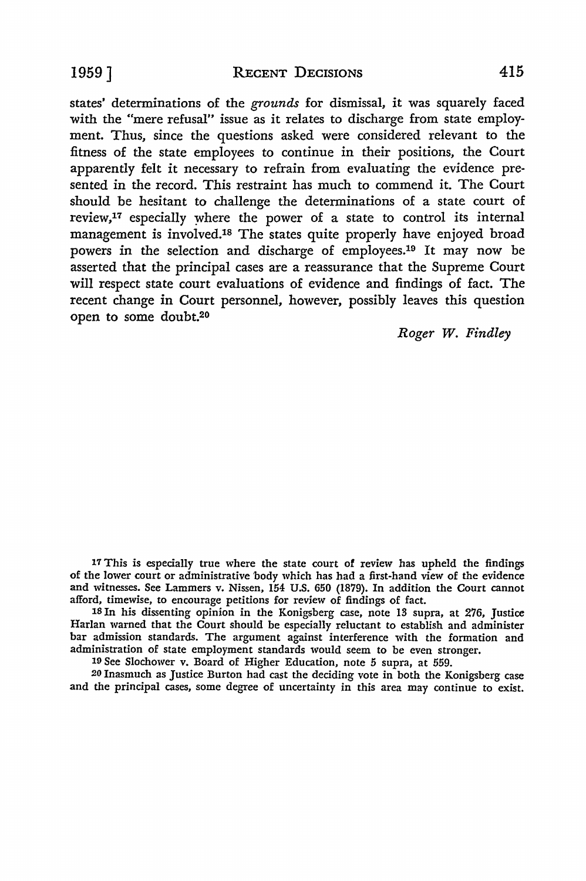states' determinations of the *grounds* for dismissal, it was squarely faced with the "mere refusal" issue as it relates to discharge from state employment. Thus, since the questions asked were considered relevant to the fitness of the state employees to continue in their positions, the Court apparently felt it necessary to refrain from evaluating the evidence presented in the record. This restraint has much to commend it. The Court should be hesitant to challenge the determinations of a state court of review,[17] especially where the power of a state to control its internal management is involved.[18] The states quite properly have enjoyed broad powers in the selection and discharge of employees.[19] It may now be asserted that the principal cases are a reassurance that the Supreme Court will respect state court evaluations of evidence and findings of fact. The recent change in Court personnel, however, possibly leaves this question open to some doubt.[20]

*Roger W. Findley*

---

[17] This is especially true where the state court of review has upheld the findings of the lower court or administrative body which has had a first-hand view of the evidence and witnesses. See Lammers v. Nissen, 154 U.S. 650 (1879). In addition the Court cannot afford, timewise, to encourage petitions for review of findings of fact.

[18] In his dissenting opinion in the Konigsberg case, note 13 supra, at 276, Justice Harlan warned that the Court should be especially reluctant to establish and administer bar admission standards. The argument against interference with the formation and administration of state employment standards would seem to be even stronger.

[19] See Slochower v. Board of Higher Education, note 5 supra, at 559.

[20] Inasmuch as Justice Burton had cast the deciding vote in both the Konigsberg case and the principal cases, some degree of uncertainty in this area may continue to exist.